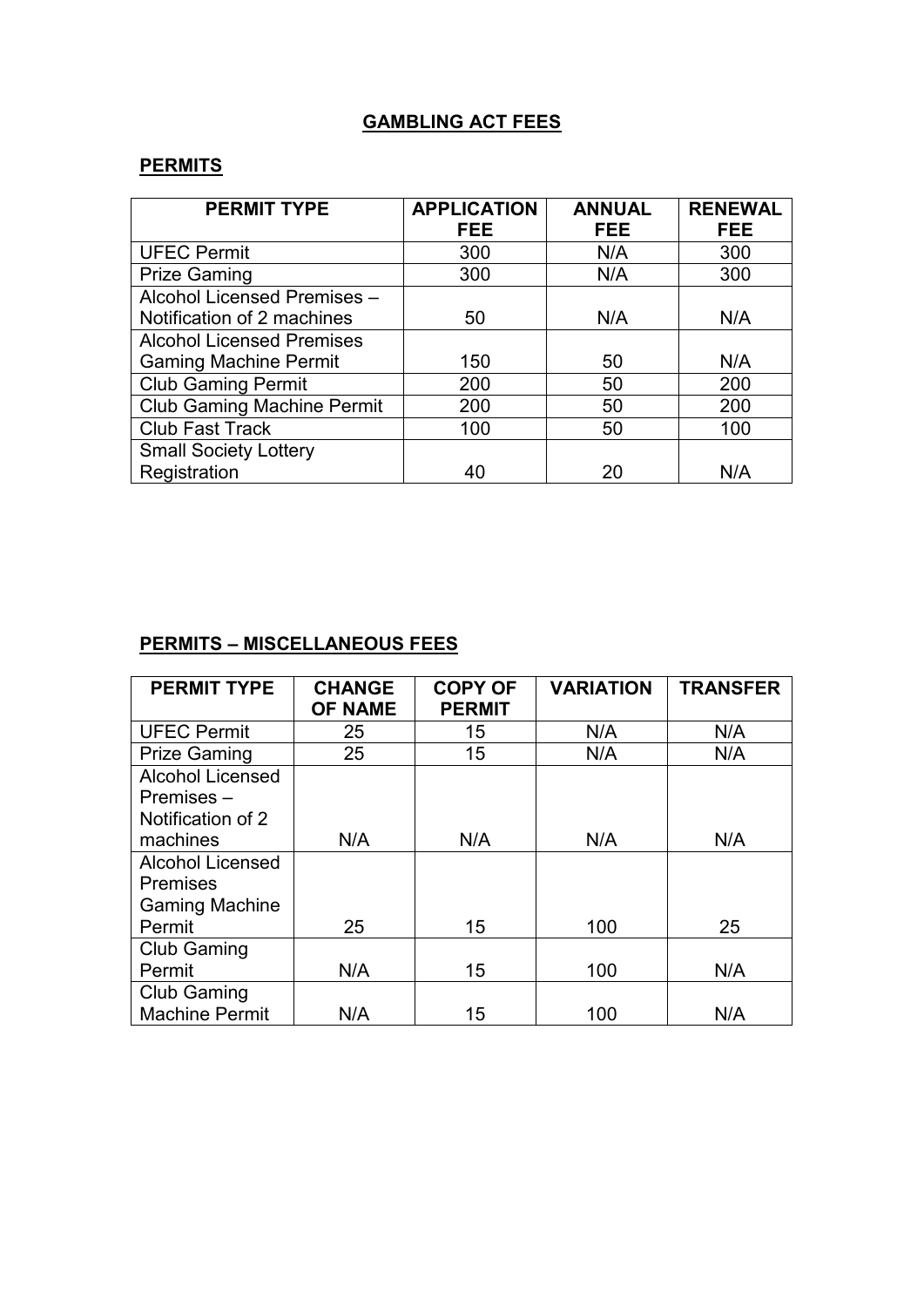# GAMBLING ACT FEES

## PERMITS

| PERMIT TYPE | APPLICATION FEE | ANNUAL FEE | RENEWAL FEE |
|---|---|---|---|
| UFEC Permit | 300 | N/A | 300 |
| Prize Gaming | 300 | N/A | 300 |
| Alcohol Licensed Premises – Notification of 2 machines | 50 | N/A | N/A |
| Alcohol Licensed Premises Gaming Machine Permit | 150 | 50 | N/A |
| Club Gaming Permit | 200 | 50 | 200 |
| Club Gaming Machine Permit | 200 | 50 | 200 |
| Club Fast Track | 100 | 50 | 100 |
| Small Society Lottery Registration | 40 | 20 | N/A |

## PERMITS – MISCELLANEOUS FEES

| PERMIT TYPE | CHANGE OF NAME | COPY OF PERMIT | VARIATION | TRANSFER |
|---|---|---|---|---|
| UFEC Permit | 25 | 15 | N/A | N/A |
| Prize Gaming | 25 | 15 | N/A | N/A |
| Alcohol Licensed Premises – Notification of 2 machines | N/A | N/A | N/A | N/A |
| Alcohol Licensed Premises Gaming Machine Permit | 25 | 15 | 100 | 25 |
| Club Gaming Permit | N/A | 15 | 100 | N/A |
| Club Gaming Machine Permit | N/A | 15 | 100 | N/A |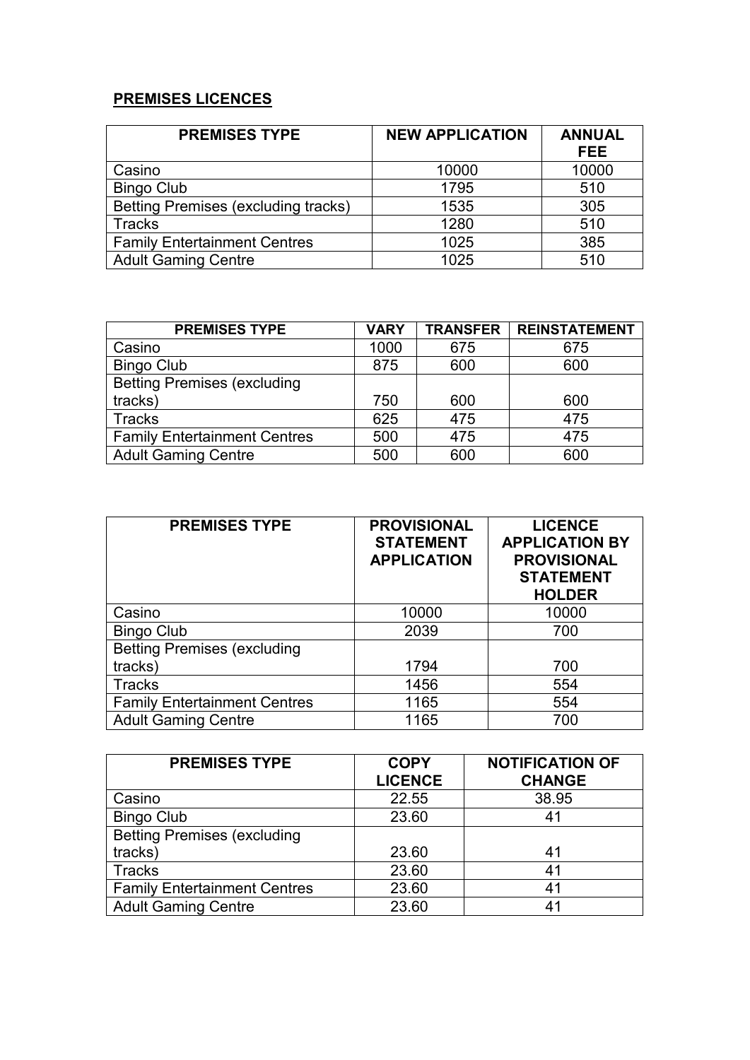**PREMISES LICENCES**

| PREMISES TYPE | NEW APPLICATION | ANNUAL FEE |
|---|---|---|
| Casino | 10000 | 10000 |
| Bingo Club | 1795 | 510 |
| Betting Premises (excluding tracks) | 1535 | 305 |
| Tracks | 1280 | 510 |
| Family Entertainment Centres | 1025 | 385 |
| Adult Gaming Centre | 1025 | 510 |

| PREMISES TYPE | VARY | TRANSFER | REINSTATEMENT |
|---|---|---|---|
| Casino | 1000 | 675 | 675 |
| Bingo Club | 875 | 600 | 600 |
| Betting Premises (excluding tracks) | 750 | 600 | 600 |
| Tracks | 625 | 475 | 475 |
| Family Entertainment Centres | 500 | 475 | 475 |
| Adult Gaming Centre | 500 | 600 | 600 |

| PREMISES TYPE | PROVISIONAL STATEMENT APPLICATION | LICENCE APPLICATION BY PROVISIONAL STATEMENT HOLDER |
|---|---|---|
| Casino | 10000 | 10000 |
| Bingo Club | 2039 | 700 |
| Betting Premises (excluding tracks) | 1794 | 700 |
| Tracks | 1456 | 554 |
| Family Entertainment Centres | 1165 | 554 |
| Adult Gaming Centre | 1165 | 700 |

| PREMISES TYPE | COPY LICENCE | NOTIFICATION OF CHANGE |
|---|---|---|
| Casino | 22.55 | 38.95 |
| Bingo Club | 23.60 | 41 |
| Betting Premises (excluding tracks) | 23.60 | 41 |
| Tracks | 23.60 | 41 |
| Family Entertainment Centres | 23.60 | 41 |
| Adult Gaming Centre | 23.60 | 41 |